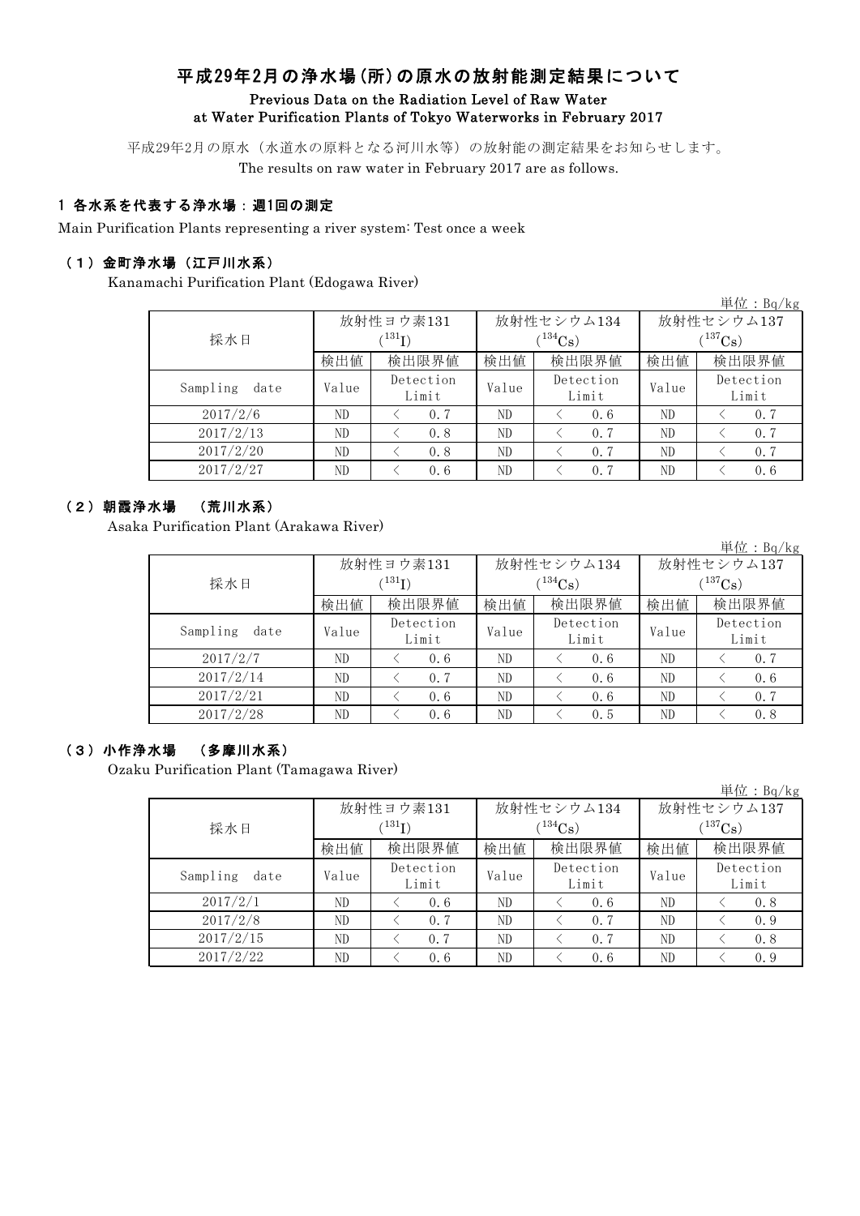# 平成29年2月の浄水場(所)の原水の放射能測定結果について

**Previous Data on the Radiation Level of Raw Water at Water Purification Plants of Tokyo Waterworks in February 2017**

平成29年2月の原水（水道水の原料となる河川水等）の放射能の測定結果をお知らせします。

The results on raw water in February 2017 are as follows.

## 1 各水系を代表する浄水場：週1回の測定

Main Purification Plants representing a river system: Test once a week

### （1）金町浄水場（江戸川水系）

Kanamachi Purification Plant (Edogawa River)

単位：Bq/kg

| 採水日 | 放射性ヨウ素131 ($^{131}I$) | | 放射性セシウム134 ($^{134}Cs$) | | 放射性セシウム137 ($^{137}Cs$) | |
|---|---|---|---|---|---|---|
| | 検出値 | 検出限界値 | 検出値 | 検出限界値 | 検出値 | 検出限界値 |
| Sampling date | Value | Detection Limit | Value | Detection Limit | Value | Detection Limit |
| 2017/2/6 | ND | < 0.7 | ND | < 0.6 | ND | < 0.7 |
| 2017/2/13 | ND | < 0.8 | ND | < 0.7 | ND | < 0.7 |
| 2017/2/20 | ND | < 0.8 | ND | < 0.7 | ND | < 0.7 |
| 2017/2/27 | ND | < 0.6 | ND | < 0.7 | ND | < 0.6 |

### （2）朝霞浄水場　（荒川水系）

Asaka Purification Plant (Arakawa River)

単位：Bq/kg

| 採水日 | 放射性ヨウ素131 ($^{131}I$) | | 放射性セシウム134 ($^{134}Cs$) | | 放射性セシウム137 ($^{137}Cs$) | |
|---|---|---|---|---|---|---|
| | 検出値 | 検出限界値 | 検出値 | 検出限界値 | 検出値 | 検出限界値 |
| Sampling date | Value | Detection Limit | Value | Detection Limit | Value | Detection Limit |
| 2017/2/7 | ND | < 0.6 | ND | < 0.6 | ND | < 0.7 |
| 2017/2/14 | ND | < 0.7 | ND | < 0.6 | ND | < 0.6 |
| 2017/2/21 | ND | < 0.6 | ND | < 0.6 | ND | < 0.7 |
| 2017/2/28 | ND | < 0.6 | ND | < 0.5 | ND | < 0.8 |

### （3）小作浄水場　（多摩川水系）

Ozaku Purification Plant (Tamagawa River)

単位：Bq/kg

| 採水日 | 放射性ヨウ素131 ($^{131}I$) | | 放射性セシウム134 ($^{134}Cs$) | | 放射性セシウム137 ($^{137}Cs$) | |
|---|---|---|---|---|---|---|
| | 検出値 | 検出限界値 | 検出値 | 検出限界値 | 検出値 | 検出限界値 |
| Sampling date | Value | Detection Limit | Value | Detection Limit | Value | Detection Limit |
| 2017/2/1 | ND | < 0.6 | ND | < 0.6 | ND | < 0.8 |
| 2017/2/8 | ND | < 0.7 | ND | < 0.7 | ND | < 0.9 |
| 2017/2/15 | ND | < 0.7 | ND | < 0.7 | ND | < 0.8 |
| 2017/2/22 | ND | < 0.6 | ND | < 0.6 | ND | < 0.9 |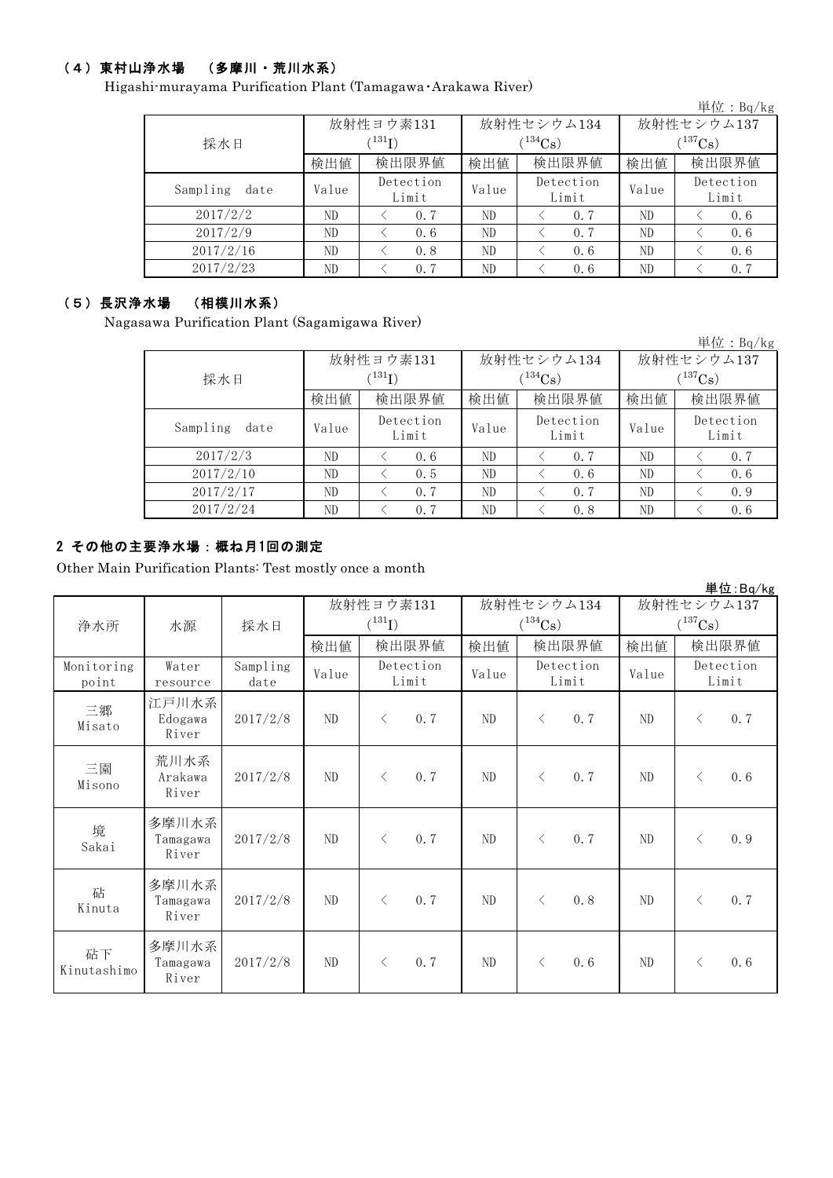### （4）東村山浄水場　（多摩川・荒川水系）

Higashi-murayama Purification Plant (Tamagawa･Arakawa River)

単位：Bq/kg

| 採水日 | 放射性ヨウ素131 ($^{131}I$) | | 放射性セシウム134 ($^{134}Cs$) | | 放射性セシウム137 ($^{137}Cs$) | |
|---|---|---|---|---|---|---|
| | 検出値 | 検出限界値 | 検出値 | 検出限界値 | 検出値 | 検出限界値 |
| Sampling date | Value | Detection Limit | Value | Detection Limit | Value | Detection Limit |
| 2017/2/2 | ND | ＜ 0.7 | ND | ＜ 0.7 | ND | ＜ 0.6 |
| 2017/2/9 | ND | ＜ 0.6 | ND | ＜ 0.7 | ND | ＜ 0.6 |
| 2017/2/16 | ND | ＜ 0.8 | ND | ＜ 0.6 | ND | ＜ 0.6 |
| 2017/2/23 | ND | ＜ 0.7 | ND | ＜ 0.6 | ND | ＜ 0.7 |

### （5）長沢浄水場　（相模川水系）

Nagasawa Purification Plant (Sagamigawa River)

単位：Bq/kg

| 採水日 | 放射性ヨウ素131 ($^{131}I$) | | 放射性セシウム134 ($^{134}Cs$) | | 放射性セシウム137 ($^{137}Cs$) | |
|---|---|---|---|---|---|---|
| | 検出値 | 検出限界値 | 検出値 | 検出限界値 | 検出値 | 検出限界値 |
| Sampling date | Value | Detection Limit | Value | Detection Limit | Value | Detection Limit |
| 2017/2/3 | ND | ＜ 0.6 | ND | ＜ 0.7 | ND | ＜ 0.7 |
| 2017/2/10 | ND | ＜ 0.5 | ND | ＜ 0.6 | ND | ＜ 0.6 |
| 2017/2/17 | ND | ＜ 0.7 | ND | ＜ 0.7 | ND | ＜ 0.9 |
| 2017/2/24 | ND | ＜ 0.7 | ND | ＜ 0.8 | ND | ＜ 0.6 |

## 2 その他の主要浄水場：概ね月1回の測定

Other Main Purification Plants: Test mostly once a month

単位:Bq/kg

| 浄水所 | 水源 | 採水日 | 放射性ヨウ素131 ($^{131}I$) | | 放射性セシウム134 ($^{134}Cs$) | | 放射性セシウム137 ($^{137}Cs$) | |
|---|---|---|---|---|---|---|---|---|
| | | | 検出値 | 検出限界値 | 検出値 | 検出限界値 | 検出値 | 検出限界値 |
| Monitoring point | Water resource | Sampling date | Value | Detection Limit | Value | Detection Limit | Value | Detection Limit |
| 三郷 Misato | 江戸川水系 Edogawa River | 2017/2/8 | ND | ＜ 0.7 | ND | ＜ 0.7 | ND | ＜ 0.7 |
| 三園 Misono | 荒川水系 Arakawa River | 2017/2/8 | ND | ＜ 0.7 | ND | ＜ 0.7 | ND | ＜ 0.6 |
| 境 Sakai | 多摩川水系 Tamagawa River | 2017/2/8 | ND | ＜ 0.7 | ND | ＜ 0.7 | ND | ＜ 0.9 |
| 砧 Kinuta | 多摩川水系 Tamagawa River | 2017/2/8 | ND | ＜ 0.7 | ND | ＜ 0.8 | ND | ＜ 0.7 |
| 砧下 Kinutashimo | 多摩川水系 Tamagawa River | 2017/2/8 | ND | ＜ 0.7 | ND | ＜ 0.6 | ND | ＜ 0.6 |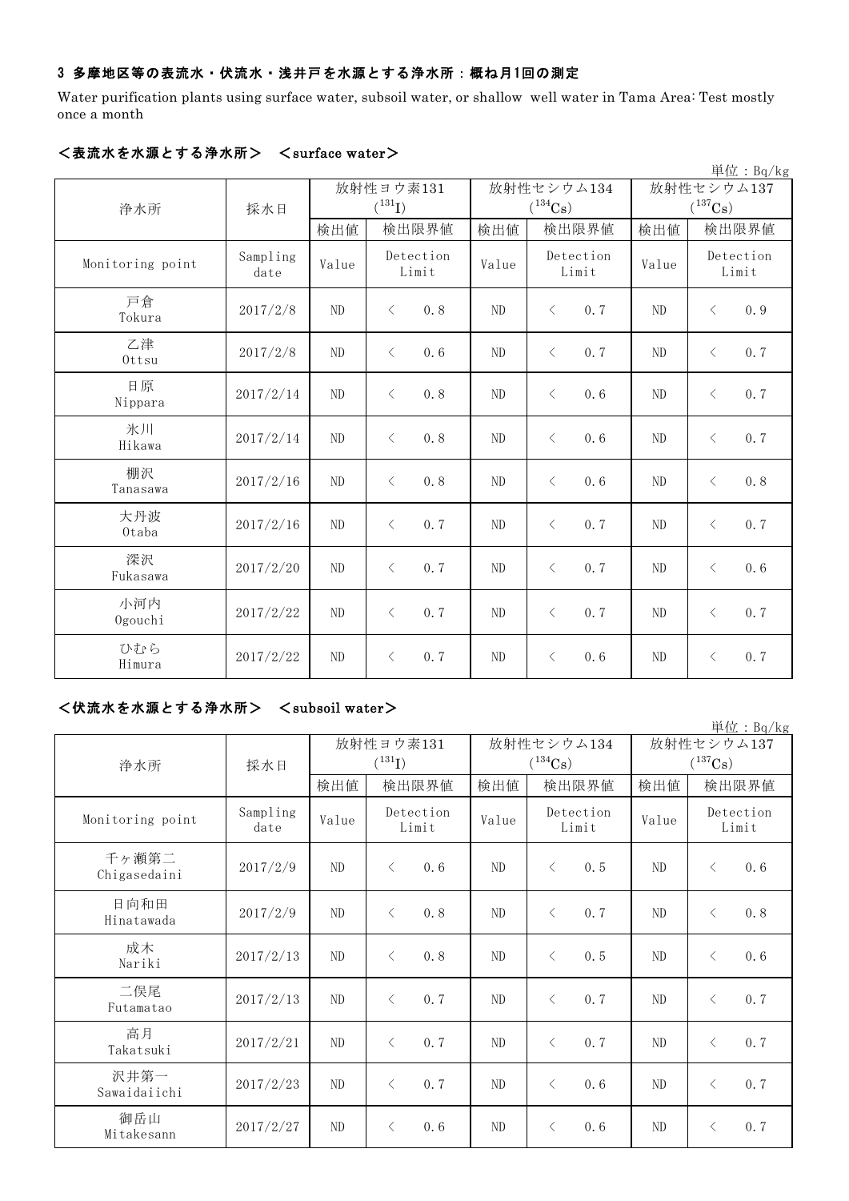### 3 多摩地区等の表流水・伏流水・浅井戸を水源とする浄水所：概ね月1回の測定

Water purification plants using surface water, subsoil water, or shallow well water in Tama Area: Test mostly once a month

#### ＜表流水を水源とする浄水所＞ ＜surface water＞

単位：Bq/kg

| 浄水所 | 採水日 | 放射性ヨウ素131 ($^{131}I$) | | 放射性セシウム134 ($^{134}Cs$) | | 放射性セシウム137 ($^{137}Cs$) | |
|---|---|---|---|---|---|---|---|
| | | 検出値 | 検出限界値 | 検出値 | 検出限界値 | 検出値 | 検出限界値 |
| Monitoring point | Sampling date | Value | Detection Limit | Value | Detection Limit | Value | Detection Limit |
| 戸倉 Tokura | 2017/2/8 | ND | ＜ 0.8 | ND | ＜ 0.7 | ND | ＜ 0.9 |
| 乙津 Ottsu | 2017/2/8 | ND | ＜ 0.6 | ND | ＜ 0.7 | ND | ＜ 0.7 |
| 日原 Nippara | 2017/2/14 | ND | ＜ 0.8 | ND | ＜ 0.6 | ND | ＜ 0.7 |
| 氷川 Hikawa | 2017/2/14 | ND | ＜ 0.8 | ND | ＜ 0.6 | ND | ＜ 0.7 |
| 棚沢 Tanasawa | 2017/2/16 | ND | ＜ 0.8 | ND | ＜ 0.6 | ND | ＜ 0.8 |
| 大丹波 Otaba | 2017/2/16 | ND | ＜ 0.7 | ND | ＜ 0.7 | ND | ＜ 0.7 |
| 深沢 Fukasawa | 2017/2/20 | ND | ＜ 0.7 | ND | ＜ 0.7 | ND | ＜ 0.6 |
| 小河内 Ogouchi | 2017/2/22 | ND | ＜ 0.7 | ND | ＜ 0.7 | ND | ＜ 0.7 |
| ひむら Himura | 2017/2/22 | ND | ＜ 0.7 | ND | ＜ 0.6 | ND | ＜ 0.7 |

#### ＜伏流水を水源とする浄水所＞ ＜subsoil water＞

単位：Bq/kg

| 浄水所 | 採水日 | 放射性ヨウ素131 ($^{131}I$) | | 放射性セシウム134 ($^{134}Cs$) | | 放射性セシウム137 ($^{137}Cs$) | |
|---|---|---|---|---|---|---|---|
| | | 検出値 | 検出限界値 | 検出値 | 検出限界値 | 検出値 | 検出限界値 |
| Monitoring point | Sampling date | Value | Detection Limit | Value | Detection Limit | Value | Detection Limit |
| 千ヶ瀬第二 Chigasedaini | 2017/2/9 | ND | ＜ 0.6 | ND | ＜ 0.5 | ND | ＜ 0.6 |
| 日向和田 Hinatawada | 2017/2/9 | ND | ＜ 0.8 | ND | ＜ 0.7 | ND | ＜ 0.8 |
| 成木 Nariki | 2017/2/13 | ND | ＜ 0.8 | ND | ＜ 0.5 | ND | ＜ 0.6 |
| 二俣尾 Futamatao | 2017/2/13 | ND | ＜ 0.7 | ND | ＜ 0.7 | ND | ＜ 0.7 |
| 高月 Takatsuki | 2017/2/21 | ND | ＜ 0.7 | ND | ＜ 0.7 | ND | ＜ 0.7 |
| 沢井第一 Sawaidaiichi | 2017/2/23 | ND | ＜ 0.7 | ND | ＜ 0.6 | ND | ＜ 0.7 |
| 御岳山 Mitakesann | 2017/2/27 | ND | ＜ 0.6 | ND | ＜ 0.6 | ND | ＜ 0.7 |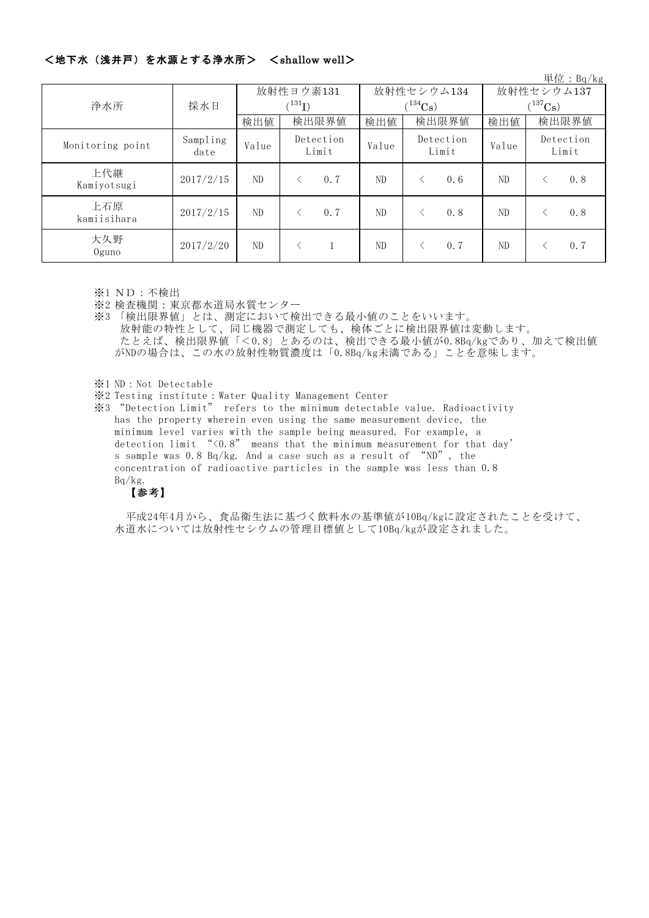## ＜地下水（浅井戸）を水源とする浄水所＞　＜shallow well＞

単位：Bq/kg

| 浄水所 | 採水日 | 放射性ヨウ素131 ($^{131}I$) | | 放射性セシウム134 ($^{134}Cs$) | | 放射性セシウム137 ($^{137}Cs$) | |
|---|---|---|---|---|---|---|---|
| | | 検出値 | 検出限界値 | 検出値 | 検出限界値 | 検出値 | 検出限界値 |
| Monitoring point | Sampling date | Value | Detection Limit | Value | Detection Limit | Value | Detection Limit |
| 上代継 Kamiyotsugi | 2017/2/15 | ND | ＜ 0.7 | ND | ＜ 0.6 | ND | ＜ 0.8 |
| 上石原 kamiisihara | 2017/2/15 | ND | ＜ 0.7 | ND | ＜ 0.8 | ND | ＜ 0.8 |
| 大久野 Oguno | 2017/2/20 | ND | ＜ 1 | ND | ＜ 0.7 | ND | ＜ 0.7 |

※1 ＮＤ：不検出
※2 検査機関：東京都水道局水質センター
※3 「検出限界値」とは、測定において検出できる最小値のことをいいます。
　放射能の特性として、同じ機器で測定しても、検体ごとに検出限界値は変動します。
　たとえば、検出限界値「＜0.8」とあるのは、検出できる最小値が0.8Bq/kgであり、加えて検出値がNDの場合は、この水の放射性物質濃度は「0.8Bq/kg未満である」ことを意味します。

※1 ND：Not Detectable
※2 Testing institute：Water Quality Management Center
※3 "Detection Limit" refers to the minimum detectable value. Radioactivity has the property wherein even using the same measurement device, the minimum level varies with the sample being measured. For example, a detection limit "<0.8" means that the minimum measurement for that day's sample was 0.8 Bq/kg. And a case such as a result of "ND", the concentration of radioactive particles in the sample was less than 0.8 Bq/kg.

**【参考】**

平成24年4月から、食品衛生法に基づく飲料水の基準値が10Bq/kgに設定されたことを受けて、水道水については放射性セシウムの管理目標値として10Bq/kgが設定されました。